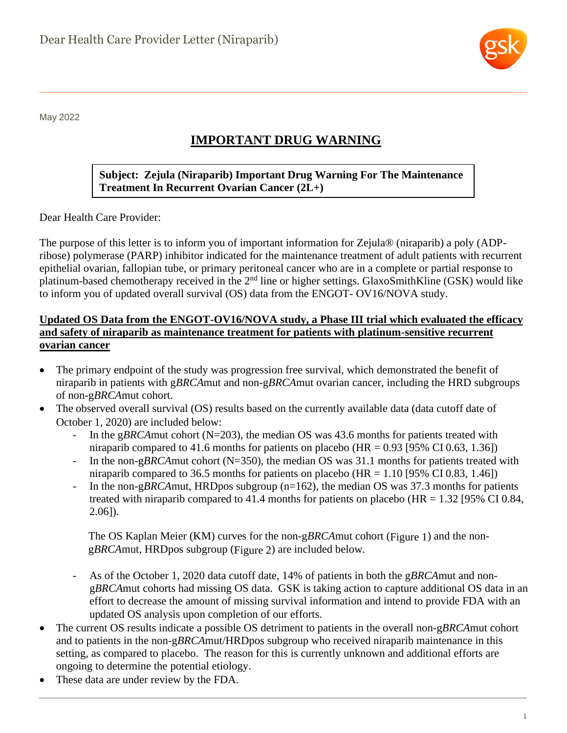Dear Health Care Provider Letter (Niraparib)

May 2022

# IMPORTANT DRUG WARNING

**Subject: Zejula (Niraparib) Important Drug Warning For The Maintenance Treatment In Recurrent Ovarian Cancer (2L+)**

Dear Health Care Provider:

The purpose of this letter is to inform you of important information for Zejula® (niraparib) a poly (ADP-ribose) polymerase (PARP) inhibitor indicated for the maintenance treatment of adult patients with recurrent epithelial ovarian, fallopian tube, or primary peritoneal cancer who are in a complete or partial response to platinum-based chemotherapy received in the 2[nd] line or higher settings. GlaxoSmithKline (GSK) would like to inform you of updated overall survival (OS) data from the ENGOT- OV16/NOVA study.

**Updated OS Data from the ENGOT-OV16/NOVA study, a Phase III trial which evaluated the efficacy and safety of niraparib as maintenance treatment for patients with platinum-sensitive recurrent ovarian cancer**

- The primary endpoint of the study was progression free survival, which demonstrated the benefit of niraparib in patients with g*BRCA*mut and non-g*BRCA*mut ovarian cancer, including the HRD subgroups of non-g*BRCA*mut cohort.
- The observed overall survival (OS) results based on the currently available data (data cutoff date of October 1, 2020) are included below:
  - In the g*BRCA*mut cohort (N=203), the median OS was 43.6 months for patients treated with niraparib compared to 41.6 months for patients on placebo (HR = 0.93 [95% CI 0.63, 1.36])
  - In the non-g*BRCA*mut cohort (N=350), the median OS was 31.1 months for patients treated with niraparib compared to 36.5 months for patients on placebo (HR = 1.10 [95% CI 0.83, 1.46])
  - In the non-g*BRCA*mut, HRDpos subgroup (n=162), the median OS was 37.3 months for patients treated with niraparib compared to 41.4 months for patients on placebo (HR = 1.32 [95% CI 0.84, 2.06]).

    The OS Kaplan Meier (KM) curves for the non-g*BRCA*mut cohort (Figure 1) and the non-g*BRCA*mut, HRDpos subgroup (Figure 2) are included below.

  - As of the October 1, 2020 data cutoff date, 14% of patients in both the g*BRCA*mut and non-g*BRCA*mut cohorts had missing OS data. GSK is taking action to capture additional OS data in an effort to decrease the amount of missing survival information and intend to provide FDA with an updated OS analysis upon completion of our efforts.
- The current OS results indicate a possible OS detriment to patients in the overall non-g*BRCA*mut cohort and to patients in the non-g*BRCA*mut/HRDpos subgroup who received niraparib maintenance in this setting, as compared to placebo. The reason for this is currently unknown and additional efforts are ongoing to determine the potential etiology.
- These data are under review by the FDA.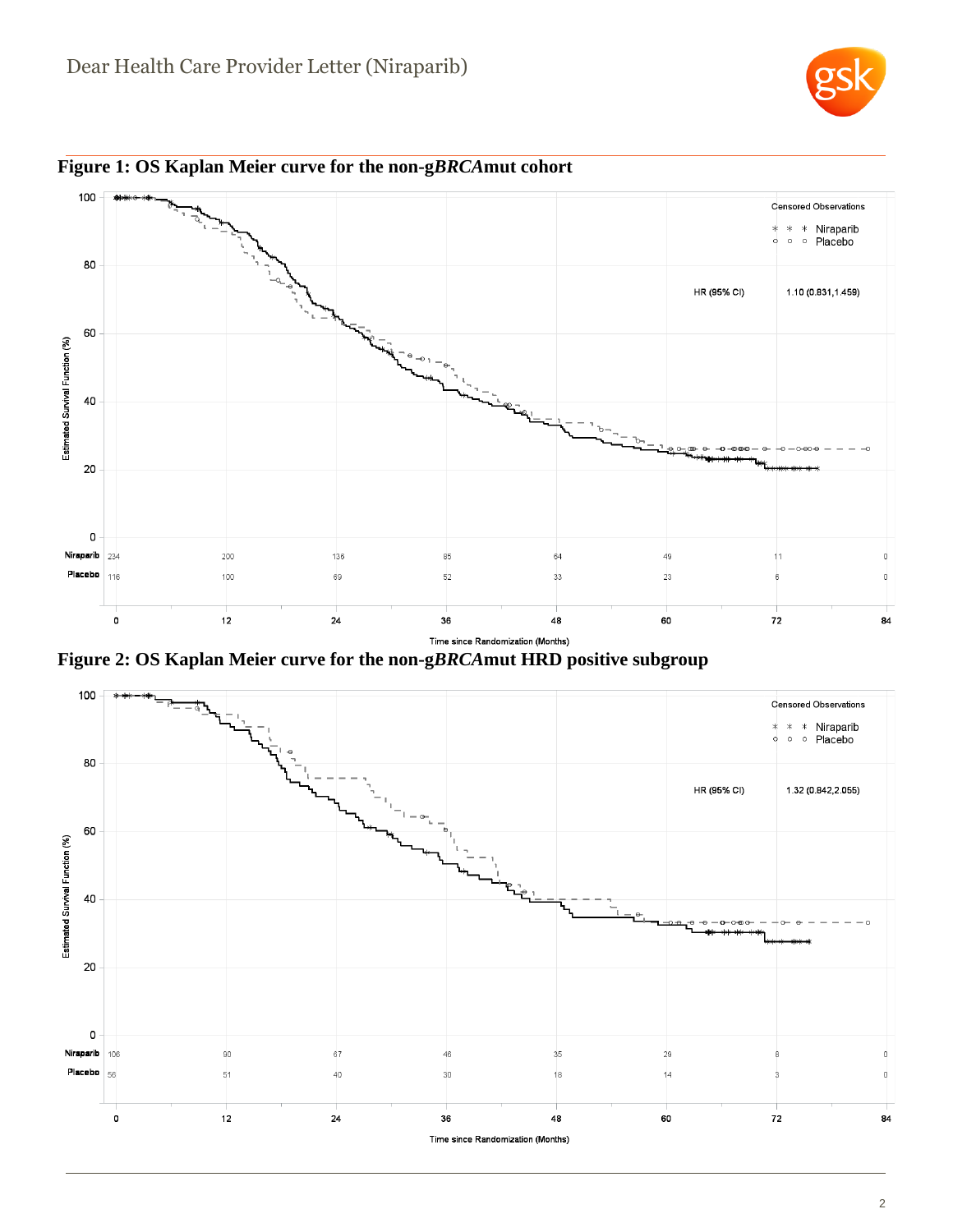**Figure 1: OS Kaplan Meier curve for the non-g*BRCA*mut cohort**

Censored Observations: * * * Niraparib; o o o Placebo

HR (95% CI) 1.10 (0.831,1.459)

| | 0 | 12 | 24 | 36 | 48 | 60 | 72 | 84 |
|---|---|---|---|---|---|---|---|---|
| Niraparib | 234 | 200 | 136 | 85 | 64 | 49 | 11 | 0 |
| Placebo | 116 | 100 | 69 | 52 | 33 | 23 | 6 | 0 |

Time since Randomization (Months)

**Figure 2: OS Kaplan Meier curve for the non-g*BRCA*mut HRD positive subgroup**

Censored Observations: * * * Niraparib; o o o Placebo

HR (95% CI) 1.32 (0.842,2.055)

| | 0 | 12 | 24 | 36 | 48 | 60 | 72 | 84 |
|---|---|---|---|---|---|---|---|---|
| Niraparib | 106 | 90 | 67 | 46 | 35 | 29 | 8 | 0 |
| Placebo | 56 | 51 | 40 | 30 | 18 | 14 | 3 | 0 |

Time since Randomization (Months)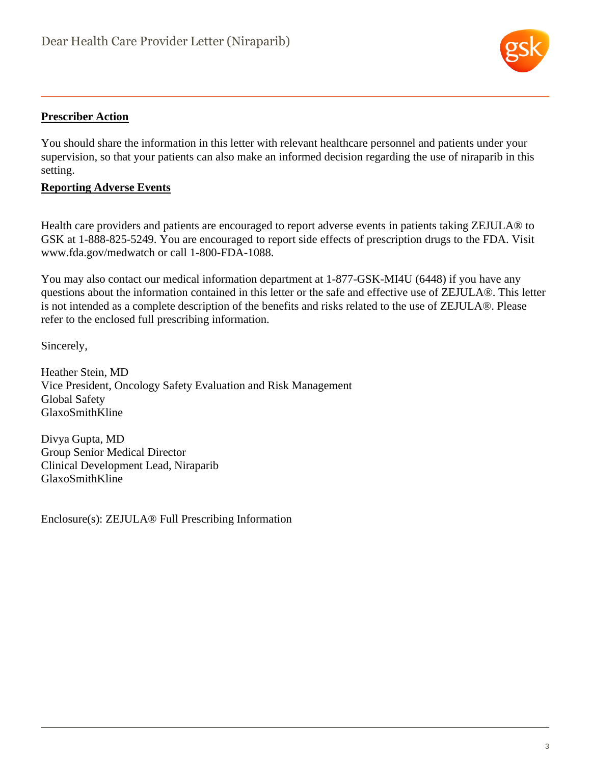**Prescriber Action**

You should share the information in this letter with relevant healthcare personnel and patients under your supervision, so that your patients can also make an informed decision regarding the use of niraparib in this setting.

**Reporting Adverse Events**

Health care providers and patients are encouraged to report adverse events in patients taking ZEJULA® to GSK at 1-888-825-5249. You are encouraged to report side effects of prescription drugs to the FDA. Visit www.fda.gov/medwatch or call 1-800-FDA-1088.

You may also contact our medical information department at 1-877-GSK-MI4U (6448) if you have any questions about the information contained in this letter or the safe and effective use of ZEJULA®. This letter is not intended as a complete description of the benefits and risks related to the use of ZEJULA®. Please refer to the enclosed full prescribing information.

Sincerely,

Heather Stein, MD
Vice President, Oncology Safety Evaluation and Risk Management
Global Safety
GlaxoSmithKline

Divya Gupta, MD
Group Senior Medical Director
Clinical Development Lead, Niraparib
GlaxoSmithKline

Enclosure(s): ZEJULA® Full Prescribing Information